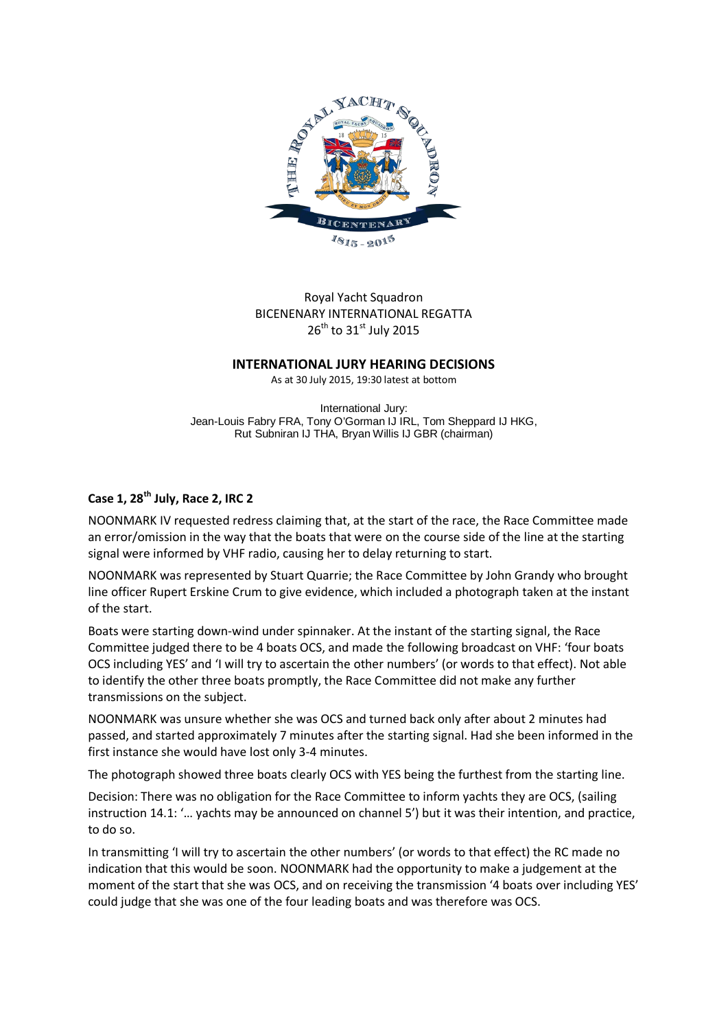Royal Yacht Squadron
BICENENARY INTERNATIONAL REGATTA
26th to 31st July 2015

## INTERNATIONAL JURY HEARING DECISIONS

As at 30 July 2015, 19:30 latest at bottom

International Jury:
Jean-Louis Fabry FRA, Tony O'Gorman IJ IRL, Tom Sheppard IJ HKG,
Rut Subniran IJ THA, Bryan Willis IJ GBR (chairman)

### Case 1, 28th July, Race 2, IRC 2

NOONMARK IV requested redress claiming that, at the start of the race, the Race Committee made an error/omission in the way that the boats that were on the course side of the line at the starting signal were informed by VHF radio, causing her to delay returning to start.

NOONMARK was represented by Stuart Quarrie; the Race Committee by John Grandy who brought line officer Rupert Erskine Crum to give evidence, which included a photograph taken at the instant of the start.

Boats were starting down-wind under spinnaker. At the instant of the starting signal, the Race Committee judged there to be 4 boats OCS, and made the following broadcast on VHF: 'four boats OCS including YES' and 'I will try to ascertain the other numbers' (or words to that effect). Not able to identify the other three boats promptly, the Race Committee did not make any further transmissions on the subject.

NOONMARK was unsure whether she was OCS and turned back only after about 2 minutes had passed, and started approximately 7 minutes after the starting signal. Had she been informed in the first instance she would have lost only 3-4 minutes.

The photograph showed three boats clearly OCS with YES being the furthest from the starting line.

Decision: There was no obligation for the Race Committee to inform yachts they are OCS, (sailing instruction 14.1: '… yachts may be announced on channel 5') but it was their intention, and practice, to do so.

In transmitting 'I will try to ascertain the other numbers' (or words to that effect) the RC made no indication that this would be soon. NOONMARK had the opportunity to make a judgement at the moment of the start that she was OCS, and on receiving the transmission '4 boats over including YES' could judge that she was one of the four leading boats and was therefore was OCS.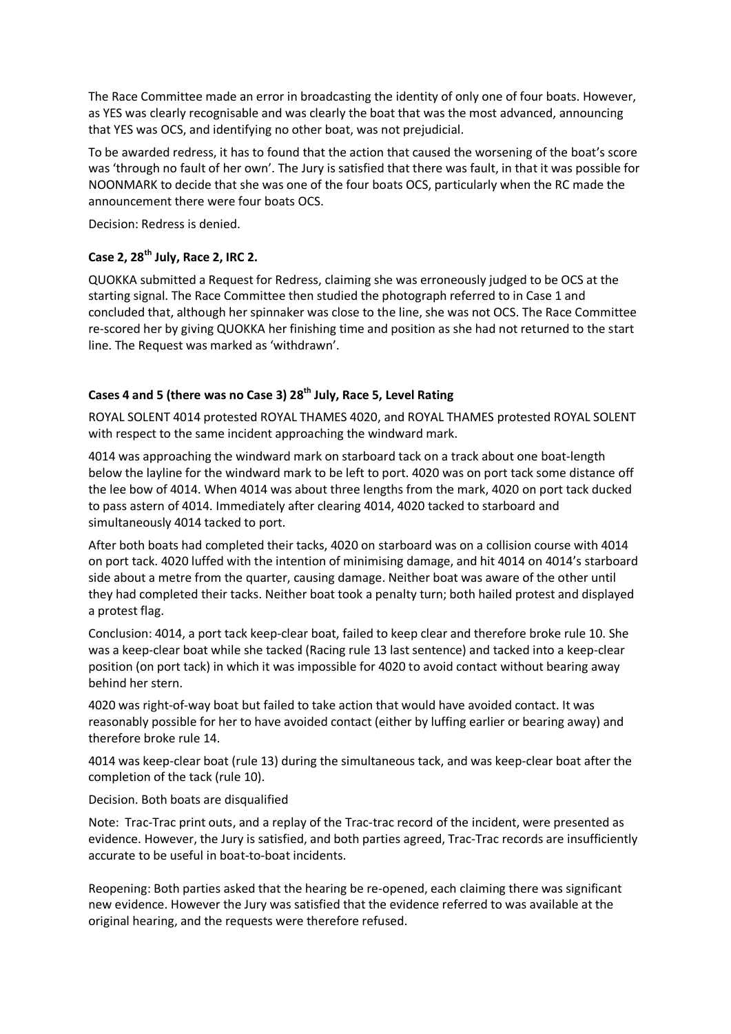The Race Committee made an error in broadcasting the identity of only one of four boats. However, as YES was clearly recognisable and was clearly the boat that was the most advanced, announcing that YES was OCS, and identifying no other boat, was not prejudicial.

To be awarded redress, it has to found that the action that caused the worsening of the boat's score was 'through no fault of her own'. The Jury is satisfied that there was fault, in that it was possible for NOONMARK to decide that she was one of the four boats OCS, particularly when the RC made the announcement there were four boats OCS.

Decision: Redress is denied.

### Case 2, 28th July, Race 2, IRC 2.

QUOKKA submitted a Request for Redress, claiming she was erroneously judged to be OCS at the starting signal. The Race Committee then studied the photograph referred to in Case 1 and concluded that, although her spinnaker was close to the line, she was not OCS. The Race Committee re-scored her by giving QUOKKA her finishing time and position as she had not returned to the start line. The Request was marked as 'withdrawn'.

### Cases 4 and 5 (there was no Case 3) 28th July, Race 5, Level Rating

ROYAL SOLENT 4014 protested ROYAL THAMES 4020, and ROYAL THAMES protested ROYAL SOLENT with respect to the same incident approaching the windward mark.

4014 was approaching the windward mark on starboard tack on a track about one boat-length below the layline for the windward mark to be left to port. 4020 was on port tack some distance off the lee bow of 4014. When 4014 was about three lengths from the mark, 4020 on port tack ducked to pass astern of 4014. Immediately after clearing 4014, 4020 tacked to starboard and simultaneously 4014 tacked to port.

After both boats had completed their tacks, 4020 on starboard was on a collision course with 4014 on port tack. 4020 luffed with the intention of minimising damage, and hit 4014 on 4014's starboard side about a metre from the quarter, causing damage. Neither boat was aware of the other until they had completed their tacks. Neither boat took a penalty turn; both hailed protest and displayed a protest flag.

Conclusion: 4014, a port tack keep-clear boat, failed to keep clear and therefore broke rule 10. She was a keep-clear boat while she tacked (Racing rule 13 last sentence) and tacked into a keep-clear position (on port tack) in which it was impossible for 4020 to avoid contact without bearing away behind her stern.

4020 was right-of-way boat but failed to take action that would have avoided contact. It was reasonably possible for her to have avoided contact (either by luffing earlier or bearing away) and therefore broke rule 14.

4014 was keep-clear boat (rule 13) during the simultaneous tack, and was keep-clear boat after the completion of the tack (rule 10).

Decision. Both boats are disqualified

Note: Trac-Trac print outs, and a replay of the Trac-trac record of the incident, were presented as evidence. However, the Jury is satisfied, and both parties agreed, Trac-Trac records are insufficiently accurate to be useful in boat-to-boat incidents.

Reopening: Both parties asked that the hearing be re-opened, each claiming there was significant new evidence. However the Jury was satisfied that the evidence referred to was available at the original hearing, and the requests were therefore refused.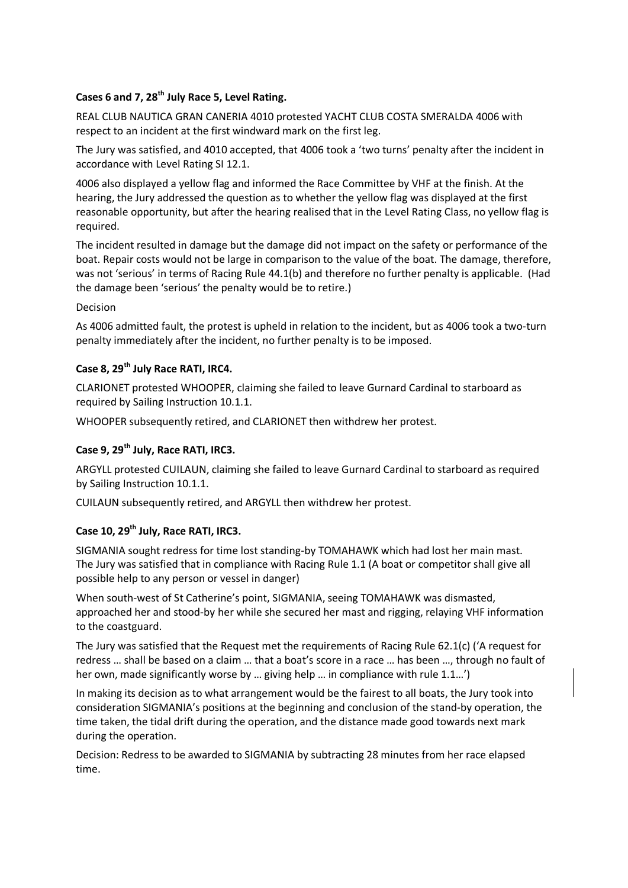### Cases 6 and 7, 28th July Race 5, Level Rating.

REAL CLUB NAUTICA GRAN CANERIA 4010 protested YACHT CLUB COSTA SMERALDA 4006 with respect to an incident at the first windward mark on the first leg.

The Jury was satisfied, and 4010 accepted, that 4006 took a 'two turns' penalty after the incident in accordance with Level Rating SI 12.1.

4006 also displayed a yellow flag and informed the Race Committee by VHF at the finish. At the hearing, the Jury addressed the question as to whether the yellow flag was displayed at the first reasonable opportunity, but after the hearing realised that in the Level Rating Class, no yellow flag is required.

The incident resulted in damage but the damage did not impact on the safety or performance of the boat. Repair costs would not be large in comparison to the value of the boat. The damage, therefore, was not 'serious' in terms of Racing Rule 44.1(b) and therefore no further penalty is applicable. (Had the damage been 'serious' the penalty would be to retire.)

Decision

As 4006 admitted fault, the protest is upheld in relation to the incident, but as 4006 took a two-turn penalty immediately after the incident, no further penalty is to be imposed.

### Case 8, 29th July Race RATI, IRC4.

CLARIONET protested WHOOPER, claiming she failed to leave Gurnard Cardinal to starboard as required by Sailing Instruction 10.1.1.

WHOOPER subsequently retired, and CLARIONET then withdrew her protest.

### Case 9, 29th July, Race RATI, IRC3.

ARGYLL protested CUILAUN, claiming she failed to leave Gurnard Cardinal to starboard as required by Sailing Instruction 10.1.1.

CUILAUN subsequently retired, and ARGYLL then withdrew her protest.

### Case 10, 29th July, Race RATI, IRC3.

SIGMANIA sought redress for time lost standing-by TOMAHAWK which had lost her main mast. The Jury was satisfied that in compliance with Racing Rule 1.1 (A boat or competitor shall give all possible help to any person or vessel in danger)

When south-west of St Catherine's point, SIGMANIA, seeing TOMAHAWK was dismasted, approached her and stood-by her while she secured her mast and rigging, relaying VHF information to the coastguard.

The Jury was satisfied that the Request met the requirements of Racing Rule 62.1(c) ('A request for redress … shall be based on a claim … that a boat's score in a race … has been …, through no fault of her own, made significantly worse by … giving help … in compliance with rule 1.1…')

In making its decision as to what arrangement would be the fairest to all boats, the Jury took into consideration SIGMANIA's positions at the beginning and conclusion of the stand-by operation, the time taken, the tidal drift during the operation, and the distance made good towards next mark during the operation.

Decision: Redress to be awarded to SIGMANIA by subtracting 28 minutes from her race elapsed time.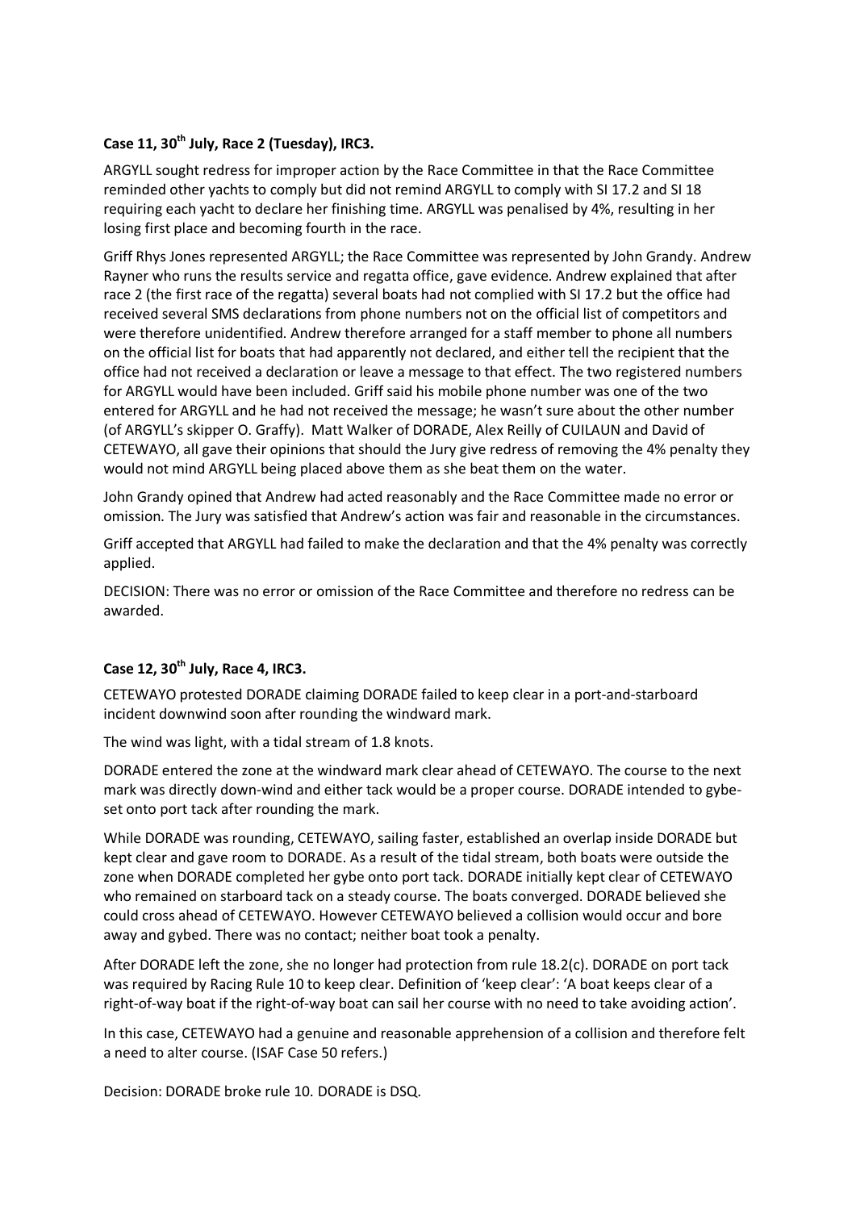### Case 11, 30th July, Race 2 (Tuesday), IRC3.

ARGYLL sought redress for improper action by the Race Committee in that the Race Committee reminded other yachts to comply but did not remind ARGYLL to comply with SI 17.2 and SI 18 requiring each yacht to declare her finishing time. ARGYLL was penalised by 4%, resulting in her losing first place and becoming fourth in the race.

Griff Rhys Jones represented ARGYLL; the Race Committee was represented by John Grandy. Andrew Rayner who runs the results service and regatta office, gave evidence. Andrew explained that after race 2 (the first race of the regatta) several boats had not complied with SI 17.2 but the office had received several SMS declarations from phone numbers not on the official list of competitors and were therefore unidentified. Andrew therefore arranged for a staff member to phone all numbers on the official list for boats that had apparently not declared, and either tell the recipient that the office had not received a declaration or leave a message to that effect. The two registered numbers for ARGYLL would have been included. Griff said his mobile phone number was one of the two entered for ARGYLL and he had not received the message; he wasn't sure about the other number (of ARGYLL's skipper O. Graffy). Matt Walker of DORADE, Alex Reilly of CUILAUN and David of CETEWAYO, all gave their opinions that should the Jury give redress of removing the 4% penalty they would not mind ARGYLL being placed above them as she beat them on the water.

John Grandy opined that Andrew had acted reasonably and the Race Committee made no error or omission. The Jury was satisfied that Andrew's action was fair and reasonable in the circumstances.

Griff accepted that ARGYLL had failed to make the declaration and that the 4% penalty was correctly applied.

DECISION: There was no error or omission of the Race Committee and therefore no redress can be awarded.

### Case 12, 30th July, Race 4, IRC3.

CETEWAYO protested DORADE claiming DORADE failed to keep clear in a port-and-starboard incident downwind soon after rounding the windward mark.

The wind was light, with a tidal stream of 1.8 knots.

DORADE entered the zone at the windward mark clear ahead of CETEWAYO. The course to the next mark was directly down-wind and either tack would be a proper course. DORADE intended to gybe-set onto port tack after rounding the mark.

While DORADE was rounding, CETEWAYO, sailing faster, established an overlap inside DORADE but kept clear and gave room to DORADE. As a result of the tidal stream, both boats were outside the zone when DORADE completed her gybe onto port tack. DORADE initially kept clear of CETEWAYO who remained on starboard tack on a steady course. The boats converged. DORADE believed she could cross ahead of CETEWAYO. However CETEWAYO believed a collision would occur and bore away and gybed. There was no contact; neither boat took a penalty.

After DORADE left the zone, she no longer had protection from rule 18.2(c). DORADE on port tack was required by Racing Rule 10 to keep clear. Definition of 'keep clear': 'A boat keeps clear of a right-of-way boat if the right-of-way boat can sail her course with no need to take avoiding action'.

In this case, CETEWAYO had a genuine and reasonable apprehension of a collision and therefore felt a need to alter course. (ISAF Case 50 refers.)

Decision: DORADE broke rule 10. DORADE is DSQ.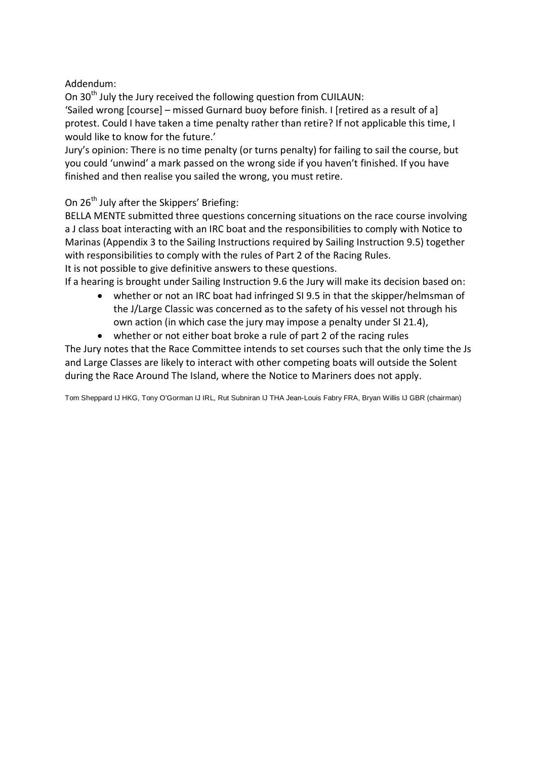Addendum:

On 30th July the Jury received the following question from CUILAUN:

'Sailed wrong [course] – missed Gurnard buoy before finish. I [retired as a result of a] protest. Could I have taken a time penalty rather than retire? If not applicable this time, I would like to know for the future.'

Jury's opinion: There is no time penalty (or turns penalty) for failing to sail the course, but you could 'unwind' a mark passed on the wrong side if you haven't finished. If you have finished and then realise you sailed the wrong, you must retire.

On 26th July after the Skippers' Briefing:

BELLA MENTE submitted three questions concerning situations on the race course involving a J class boat interacting with an IRC boat and the responsibilities to comply with Notice to Marinas (Appendix 3 to the Sailing Instructions required by Sailing Instruction 9.5) together with responsibilities to comply with the rules of Part 2 of the Racing Rules.

It is not possible to give definitive answers to these questions.

If a hearing is brought under Sailing Instruction 9.6 the Jury will make its decision based on:

- whether or not an IRC boat had infringed SI 9.5 in that the skipper/helmsman of the J/Large Classic was concerned as to the safety of his vessel not through his own action (in which case the jury may impose a penalty under SI 21.4),
- whether or not either boat broke a rule of part 2 of the racing rules

The Jury notes that the Race Committee intends to set courses such that the only time the Js and Large Classes are likely to interact with other competing boats will outside the Solent during the Race Around The Island, where the Notice to Mariners does not apply.

Tom Sheppard IJ HKG, Tony O'Gorman IJ IRL, Rut Subniran IJ THA Jean-Louis Fabry FRA, Bryan Willis IJ GBR (chairman)